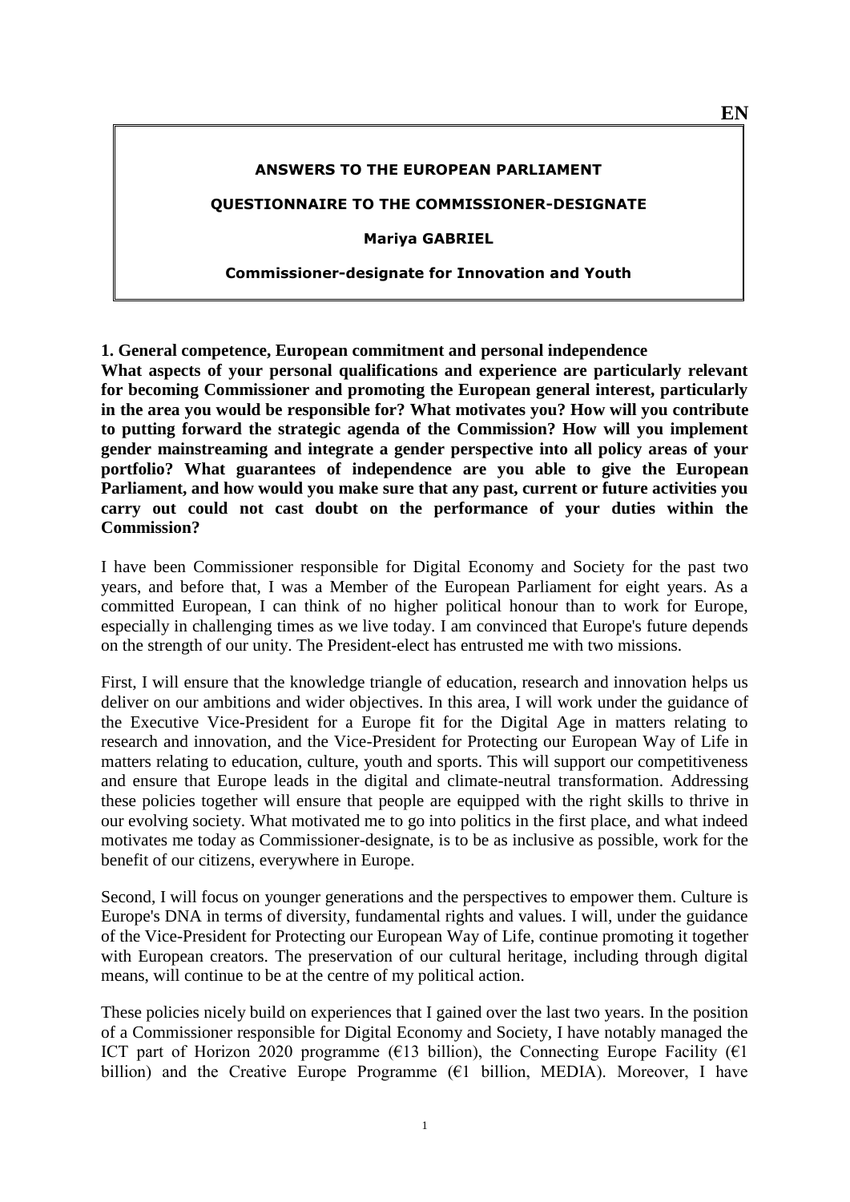**EN**

**ANSWERS TO THE EUROPEAN PARLIAMENT**

**QUESTIONNAIRE TO THE COMMISSIONER-DESIGNATE**

**Mariya GABRIEL**

**Commissioner-designate for Innovation and Youth**

**1. General competence, European commitment and personal independence**

**What aspects of your personal qualifications and experience are particularly relevant for becoming Commissioner and promoting the European general interest, particularly in the area you would be responsible for? What motivates you? How will you contribute to putting forward the strategic agenda of the Commission? How will you implement gender mainstreaming and integrate a gender perspective into all policy areas of your portfolio? What guarantees of independence are you able to give the European Parliament, and how would you make sure that any past, current or future activities you carry out could not cast doubt on the performance of your duties within the Commission?**

I have been Commissioner responsible for Digital Economy and Society for the past two years, and before that, I was a Member of the European Parliament for eight years. As a committed European, I can think of no higher political honour than to work for Europe, especially in challenging times as we live today. I am convinced that Europe's future depends on the strength of our unity. The President-elect has entrusted me with two missions.

First, I will ensure that the knowledge triangle of education, research and innovation helps us deliver on our ambitions and wider objectives. In this area, I will work under the guidance of the Executive Vice-President for a Europe fit for the Digital Age in matters relating to research and innovation, and the Vice-President for Protecting our European Way of Life in matters relating to education, culture, youth and sports. This will support our competitiveness and ensure that Europe leads in the digital and climate-neutral transformation. Addressing these policies together will ensure that people are equipped with the right skills to thrive in our evolving society. What motivated me to go into politics in the first place, and what indeed motivates me today as Commissioner-designate, is to be as inclusive as possible, work for the benefit of our citizens, everywhere in Europe.

Second, I will focus on younger generations and the perspectives to empower them. Culture is Europe's DNA in terms of diversity, fundamental rights and values. I will, under the guidance of the Vice-President for Protecting our European Way of Life, continue promoting it together with European creators. The preservation of our cultural heritage, including through digital means, will continue to be at the centre of my political action.

These policies nicely build on experiences that I gained over the last two years. In the position of a Commissioner responsible for Digital Economy and Society, I have notably managed the ICT part of Horizon 2020 programme (€13 billion), the Connecting Europe Facility (€1 billion) and the Creative Europe Programme (€1 billion, MEDIA). Moreover, I have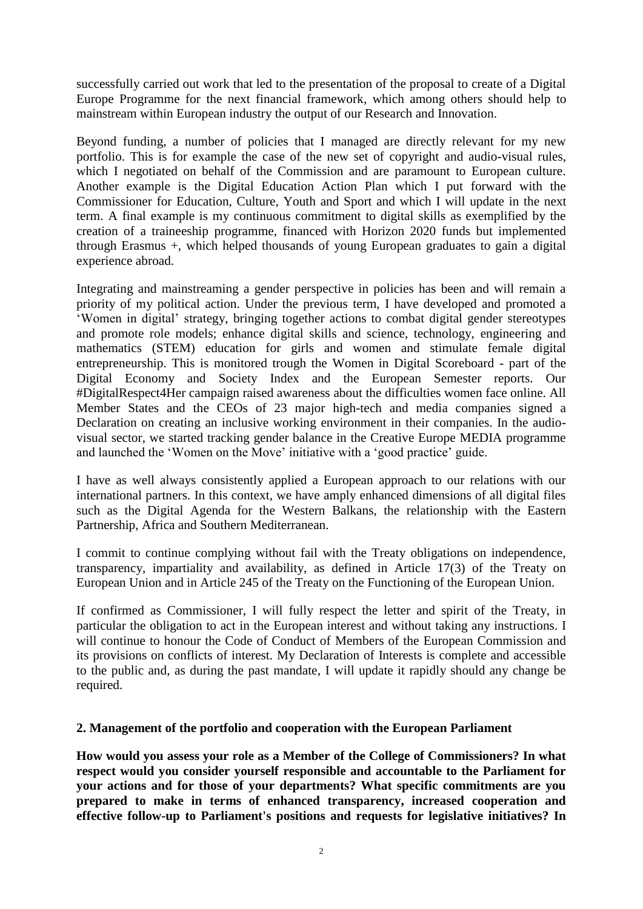successfully carried out work that led to the presentation of the proposal to create of a Digital Europe Programme for the next financial framework, which among others should help to mainstream within European industry the output of our Research and Innovation.

Beyond funding, a number of policies that I managed are directly relevant for my new portfolio. This is for example the case of the new set of copyright and audio-visual rules, which I negotiated on behalf of the Commission and are paramount to European culture. Another example is the Digital Education Action Plan which I put forward with the Commissioner for Education, Culture, Youth and Sport and which I will update in the next term. A final example is my continuous commitment to digital skills as exemplified by the creation of a traineeship programme, financed with Horizon 2020 funds but implemented through Erasmus +, which helped thousands of young European graduates to gain a digital experience abroad.

Integrating and mainstreaming a gender perspective in policies has been and will remain a priority of my political action. Under the previous term, I have developed and promoted a 'Women in digital' strategy, bringing together actions to combat digital gender stereotypes and promote role models; enhance digital skills and science, technology, engineering and mathematics (STEM) education for girls and women and stimulate female digital entrepreneurship. This is monitored trough the Women in Digital Scoreboard - part of the Digital Economy and Society Index and the European Semester reports. Our #DigitalRespect4Her campaign raised awareness about the difficulties women face online. All Member States and the CEOs of 23 major high-tech and media companies signed a Declaration on creating an inclusive working environment in their companies. In the audio-visual sector, we started tracking gender balance in the Creative Europe MEDIA programme and launched the 'Women on the Move' initiative with a 'good practice' guide.

I have as well always consistently applied a European approach to our relations with our international partners. In this context, we have amply enhanced dimensions of all digital files such as the Digital Agenda for the Western Balkans, the relationship with the Eastern Partnership, Africa and Southern Mediterranean.

I commit to continue complying without fail with the Treaty obligations on independence, transparency, impartiality and availability, as defined in Article 17(3) of the Treaty on European Union and in Article 245 of the Treaty on the Functioning of the European Union.

If confirmed as Commissioner, I will fully respect the letter and spirit of the Treaty, in particular the obligation to act in the European interest and without taking any instructions. I will continue to honour the Code of Conduct of Members of the European Commission and its provisions on conflicts of interest. My Declaration of Interests is complete and accessible to the public and, as during the past mandate, I will update it rapidly should any change be required.

## 2. Management of the portfolio and cooperation with the European Parliament

**How would you assess your role as a Member of the College of Commissioners? In what respect would you consider yourself responsible and accountable to the Parliament for your actions and for those of your departments? What specific commitments are you prepared to make in terms of enhanced transparency, increased cooperation and effective follow-up to Parliament's positions and requests for legislative initiatives? In**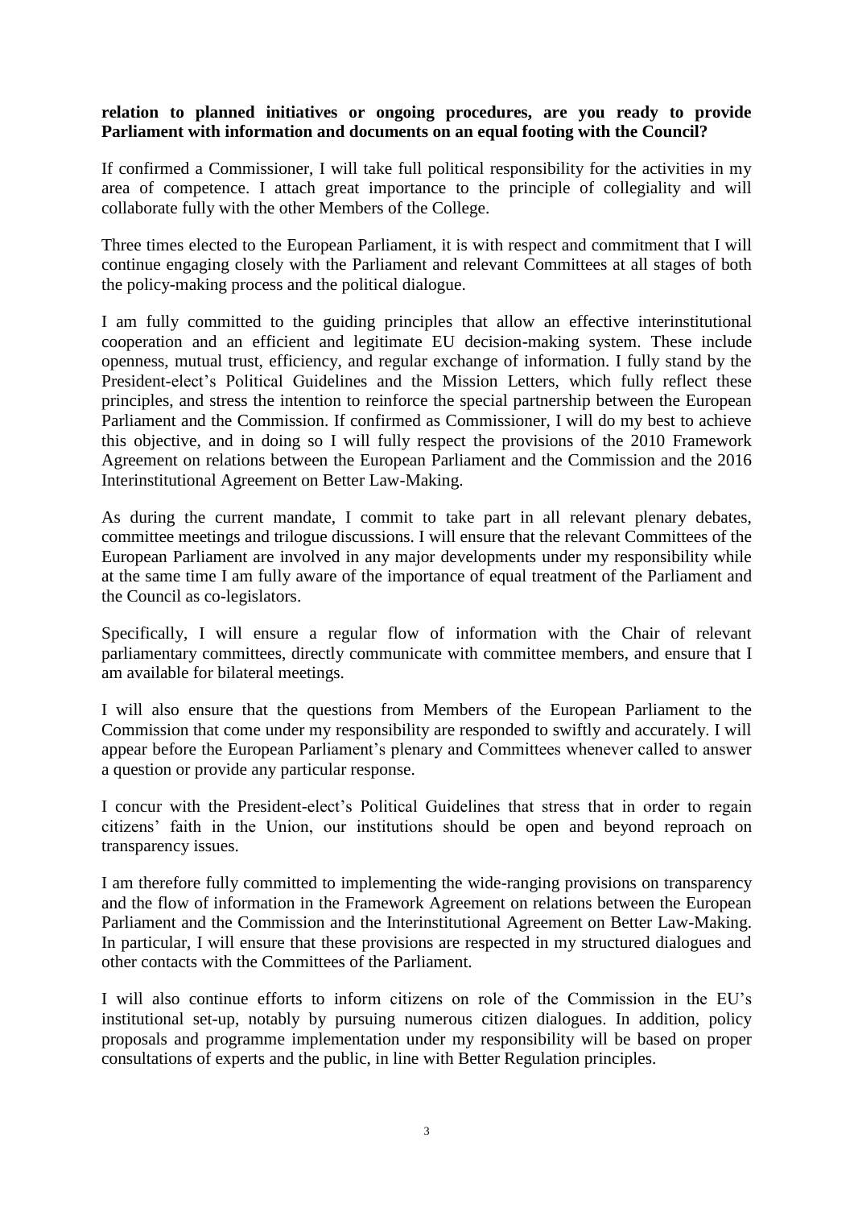**relation to planned initiatives or ongoing procedures, are you ready to provide Parliament with information and documents on an equal footing with the Council?**

If confirmed a Commissioner, I will take full political responsibility for the activities in my area of competence. I attach great importance to the principle of collegiality and will collaborate fully with the other Members of the College.

Three times elected to the European Parliament, it is with respect and commitment that I will continue engaging closely with the Parliament and relevant Committees at all stages of both the policy-making process and the political dialogue.

I am fully committed to the guiding principles that allow an effective interinstitutional cooperation and an efficient and legitimate EU decision-making system. These include openness, mutual trust, efficiency, and regular exchange of information. I fully stand by the President-elect's Political Guidelines and the Mission Letters, which fully reflect these principles, and stress the intention to reinforce the special partnership between the European Parliament and the Commission. If confirmed as Commissioner, I will do my best to achieve this objective, and in doing so I will fully respect the provisions of the 2010 Framework Agreement on relations between the European Parliament and the Commission and the 2016 Interinstitutional Agreement on Better Law-Making.

As during the current mandate, I commit to take part in all relevant plenary debates, committee meetings and trilogue discussions. I will ensure that the relevant Committees of the European Parliament are involved in any major developments under my responsibility while at the same time I am fully aware of the importance of equal treatment of the Parliament and the Council as co-legislators.

Specifically, I will ensure a regular flow of information with the Chair of relevant parliamentary committees, directly communicate with committee members, and ensure that I am available for bilateral meetings.

I will also ensure that the questions from Members of the European Parliament to the Commission that come under my responsibility are responded to swiftly and accurately. I will appear before the European Parliament's plenary and Committees whenever called to answer a question or provide any particular response.

I concur with the President-elect's Political Guidelines that stress that in order to regain citizens' faith in the Union, our institutions should be open and beyond reproach on transparency issues.

I am therefore fully committed to implementing the wide-ranging provisions on transparency and the flow of information in the Framework Agreement on relations between the European Parliament and the Commission and the Interinstitutional Agreement on Better Law-Making. In particular, I will ensure that these provisions are respected in my structured dialogues and other contacts with the Committees of the Parliament.

I will also continue efforts to inform citizens on role of the Commission in the EU's institutional set-up, notably by pursuing numerous citizen dialogues. In addition, policy proposals and programme implementation under my responsibility will be based on proper consultations of experts and the public, in line with Better Regulation principles.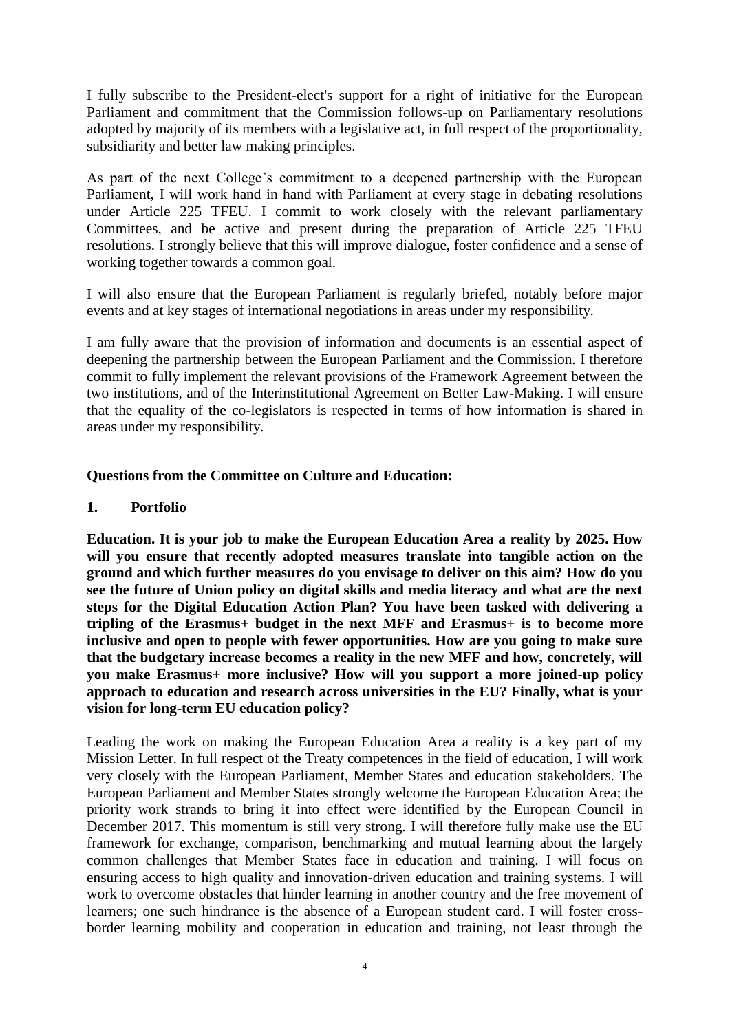I fully subscribe to the President-elect's support for a right of initiative for the European Parliament and commitment that the Commission follows-up on Parliamentary resolutions adopted by majority of its members with a legislative act, in full respect of the proportionality, subsidiarity and better law making principles.

As part of the next College's commitment to a deepened partnership with the European Parliament, I will work hand in hand with Parliament at every stage in debating resolutions under Article 225 TFEU. I commit to work closely with the relevant parliamentary Committees, and be active and present during the preparation of Article 225 TFEU resolutions. I strongly believe that this will improve dialogue, foster confidence and a sense of working together towards a common goal.

I will also ensure that the European Parliament is regularly briefed, notably before major events and at key stages of international negotiations in areas under my responsibility.

I am fully aware that the provision of information and documents is an essential aspect of deepening the partnership between the European Parliament and the Commission. I therefore commit to fully implement the relevant provisions of the Framework Agreement between the two institutions, and of the Interinstitutional Agreement on Better Law-Making. I will ensure that the equality of the co-legislators is respected in terms of how information is shared in areas under my responsibility.

## Questions from the Committee on Culture and Education:

### 1. Portfolio

**Education. It is your job to make the European Education Area a reality by 2025. How will you ensure that recently adopted measures translate into tangible action on the ground and which further measures do you envisage to deliver on this aim? How do you see the future of Union policy on digital skills and media literacy and what are the next steps for the Digital Education Action Plan? You have been tasked with delivering a tripling of the Erasmus+ budget in the next MFF and Erasmus+ is to become more inclusive and open to people with fewer opportunities. How are you going to make sure that the budgetary increase becomes a reality in the new MFF and how, concretely, will you make Erasmus+ more inclusive? How will you support a more joined-up policy approach to education and research across universities in the EU? Finally, what is your vision for long-term EU education policy?**

Leading the work on making the European Education Area a reality is a key part of my Mission Letter. In full respect of the Treaty competences in the field of education, I will work very closely with the European Parliament, Member States and education stakeholders. The European Parliament and Member States strongly welcome the European Education Area; the priority work strands to bring it into effect were identified by the European Council in December 2017. This momentum is still very strong. I will therefore fully make use the EU framework for exchange, comparison, benchmarking and mutual learning about the largely common challenges that Member States face in education and training. I will focus on ensuring access to high quality and innovation-driven education and training systems. I will work to overcome obstacles that hinder learning in another country and the free movement of learners; one such hindrance is the absence of a European student card. I will foster cross-border learning mobility and cooperation in education and training, not least through the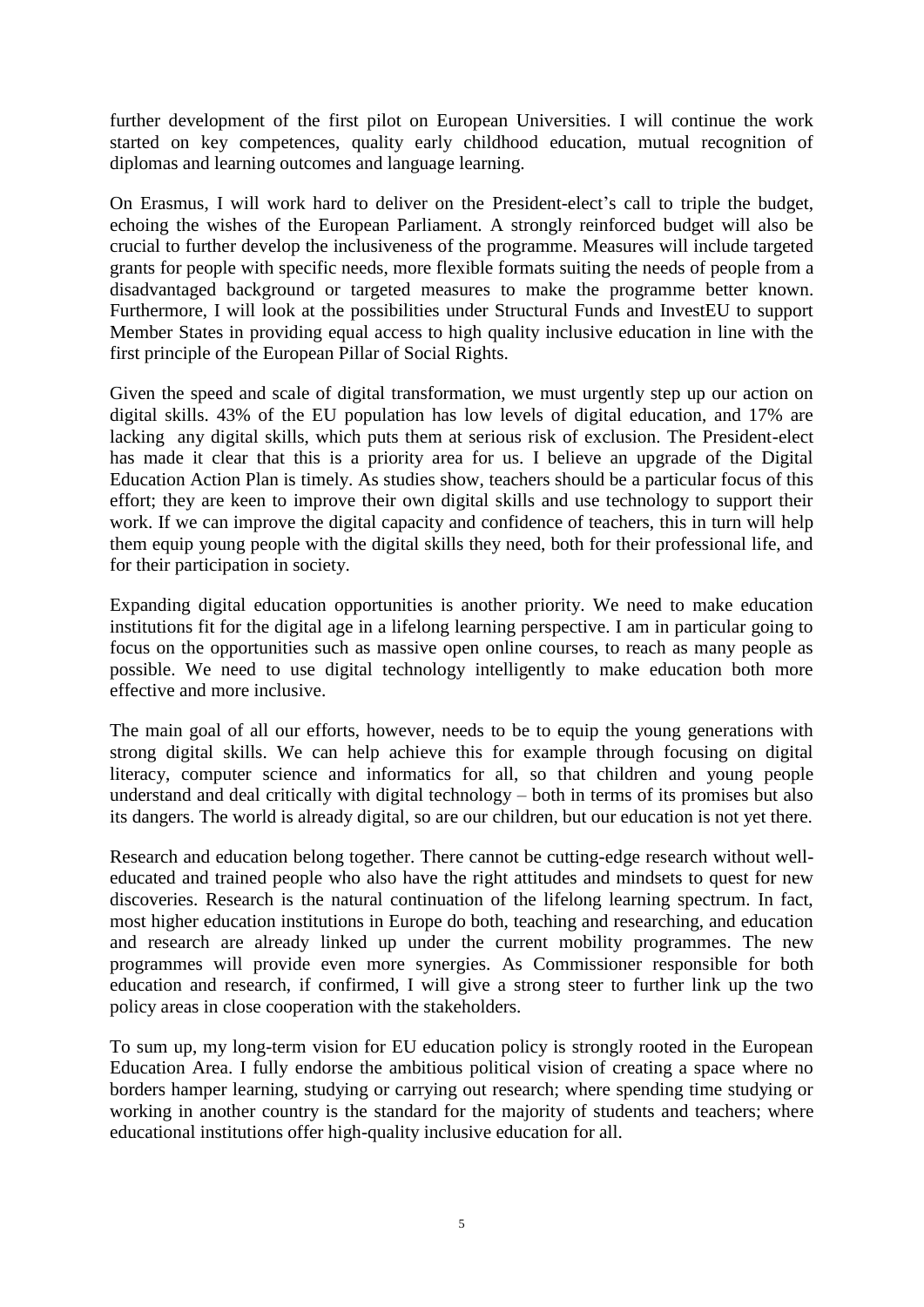further development of the first pilot on European Universities. I will continue the work started on key competences, quality early childhood education, mutual recognition of diplomas and learning outcomes and language learning.

On Erasmus, I will work hard to deliver on the President-elect's call to triple the budget, echoing the wishes of the European Parliament. A strongly reinforced budget will also be crucial to further develop the inclusiveness of the programme. Measures will include targeted grants for people with specific needs, more flexible formats suiting the needs of people from a disadvantaged background or targeted measures to make the programme better known. Furthermore, I will look at the possibilities under Structural Funds and InvestEU to support Member States in providing equal access to high quality inclusive education in line with the first principle of the European Pillar of Social Rights.

Given the speed and scale of digital transformation, we must urgently step up our action on digital skills. 43% of the EU population has low levels of digital education, and 17% are lacking any digital skills, which puts them at serious risk of exclusion. The President-elect has made it clear that this is a priority area for us. I believe an upgrade of the Digital Education Action Plan is timely. As studies show, teachers should be a particular focus of this effort; they are keen to improve their own digital skills and use technology to support their work. If we can improve the digital capacity and confidence of teachers, this in turn will help them equip young people with the digital skills they need, both for their professional life, and for their participation in society.

Expanding digital education opportunities is another priority. We need to make education institutions fit for the digital age in a lifelong learning perspective. I am in particular going to focus on the opportunities such as massive open online courses, to reach as many people as possible. We need to use digital technology intelligently to make education both more effective and more inclusive.

The main goal of all our efforts, however, needs to be to equip the young generations with strong digital skills. We can help achieve this for example through focusing on digital literacy, computer science and informatics for all, so that children and young people understand and deal critically with digital technology – both in terms of its promises but also its dangers. The world is already digital, so are our children, but our education is not yet there.

Research and education belong together. There cannot be cutting-edge research without well-educated and trained people who also have the right attitudes and mindsets to quest for new discoveries. Research is the natural continuation of the lifelong learning spectrum. In fact, most higher education institutions in Europe do both, teaching and researching, and education and research are already linked up under the current mobility programmes. The new programmes will provide even more synergies. As Commissioner responsible for both education and research, if confirmed, I will give a strong steer to further link up the two policy areas in close cooperation with the stakeholders.

To sum up, my long-term vision for EU education policy is strongly rooted in the European Education Area. I fully endorse the ambitious political vision of creating a space where no borders hamper learning, studying or carrying out research; where spending time studying or working in another country is the standard for the majority of students and teachers; where educational institutions offer high-quality inclusive education for all.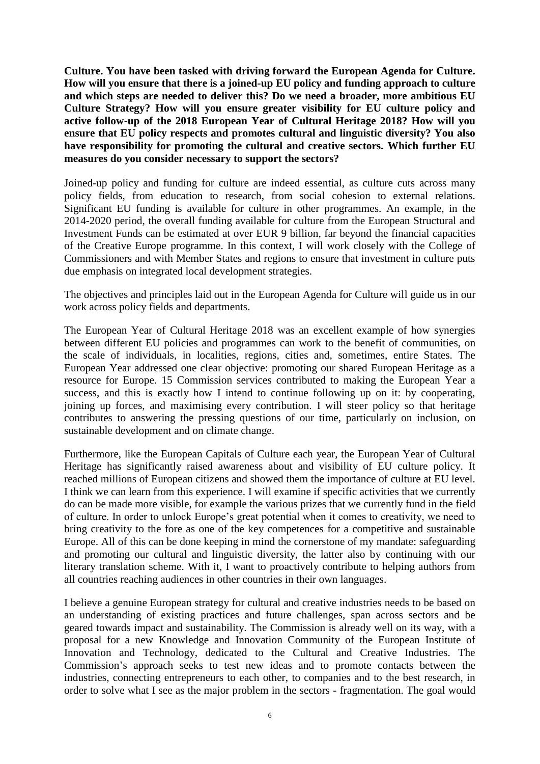**Culture. You have been tasked with driving forward the European Agenda for Culture. How will you ensure that there is a joined-up EU policy and funding approach to culture and which steps are needed to deliver this? Do we need a broader, more ambitious EU Culture Strategy? How will you ensure greater visibility for EU culture policy and active follow-up of the 2018 European Year of Cultural Heritage 2018? How will you ensure that EU policy respects and promotes cultural and linguistic diversity? You also have responsibility for promoting the cultural and creative sectors. Which further EU measures do you consider necessary to support the sectors?**

Joined-up policy and funding for culture are indeed essential, as culture cuts across many policy fields, from education to research, from social cohesion to external relations. Significant EU funding is available for culture in other programmes. An example, in the 2014-2020 period, the overall funding available for culture from the European Structural and Investment Funds can be estimated at over EUR 9 billion, far beyond the financial capacities of the Creative Europe programme. In this context, I will work closely with the College of Commissioners and with Member States and regions to ensure that investment in culture puts due emphasis on integrated local development strategies.

The objectives and principles laid out in the European Agenda for Culture will guide us in our work across policy fields and departments.

The European Year of Cultural Heritage 2018 was an excellent example of how synergies between different EU policies and programmes can work to the benefit of communities, on the scale of individuals, in localities, regions, cities and, sometimes, entire States. The European Year addressed one clear objective: promoting our shared European Heritage as a resource for Europe. 15 Commission services contributed to making the European Year a success, and this is exactly how I intend to continue following up on it: by cooperating, joining up forces, and maximising every contribution. I will steer policy so that heritage contributes to answering the pressing questions of our time, particularly on inclusion, on sustainable development and on climate change.

Furthermore, like the European Capitals of Culture each year, the European Year of Cultural Heritage has significantly raised awareness about and visibility of EU culture policy. It reached millions of European citizens and showed them the importance of culture at EU level. I think we can learn from this experience. I will examine if specific activities that we currently do can be made more visible, for example the various prizes that we currently fund in the field of culture. In order to unlock Europe's great potential when it comes to creativity, we need to bring creativity to the fore as one of the key competences for a competitive and sustainable Europe. All of this can be done keeping in mind the cornerstone of my mandate: safeguarding and promoting our cultural and linguistic diversity, the latter also by continuing with our literary translation scheme. With it, I want to proactively contribute to helping authors from all countries reaching audiences in other countries in their own languages.

I believe a genuine European strategy for cultural and creative industries needs to be based on an understanding of existing practices and future challenges, span across sectors and be geared towards impact and sustainability. The Commission is already well on its way, with a proposal for a new Knowledge and Innovation Community of the European Institute of Innovation and Technology, dedicated to the Cultural and Creative Industries. The Commission's approach seeks to test new ideas and to promote contacts between the industries, connecting entrepreneurs to each other, to companies and to the best research, in order to solve what I see as the major problem in the sectors - fragmentation. The goal would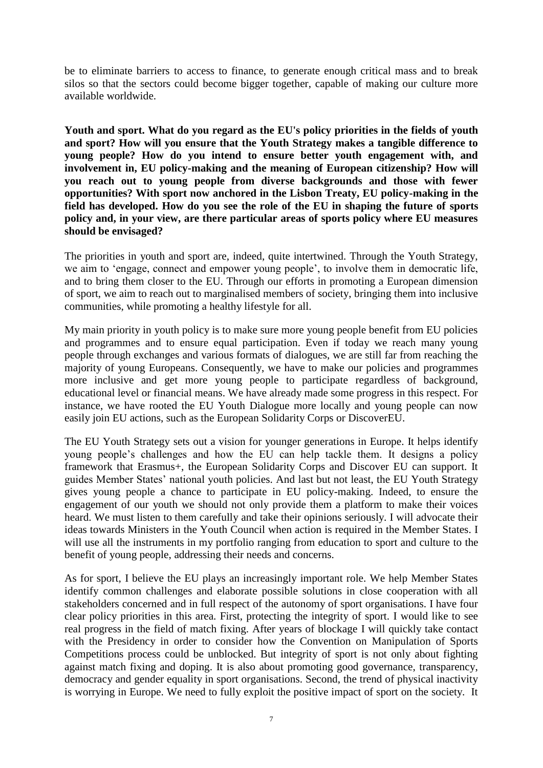be to eliminate barriers to access to finance, to generate enough critical mass and to break silos so that the sectors could become bigger together, capable of making our culture more available worldwide.

**Youth and sport. What do you regard as the EU's policy priorities in the fields of youth and sport? How will you ensure that the Youth Strategy makes a tangible difference to young people? How do you intend to ensure better youth engagement with, and involvement in, EU policy-making and the meaning of European citizenship? How will you reach out to young people from diverse backgrounds and those with fewer opportunities? With sport now anchored in the Lisbon Treaty, EU policy-making in the field has developed. How do you see the role of the EU in shaping the future of sports policy and, in your view, are there particular areas of sports policy where EU measures should be envisaged?**

The priorities in youth and sport are, indeed, quite intertwined. Through the Youth Strategy, we aim to 'engage, connect and empower young people', to involve them in democratic life, and to bring them closer to the EU. Through our efforts in promoting a European dimension of sport, we aim to reach out to marginalised members of society, bringing them into inclusive communities, while promoting a healthy lifestyle for all.

My main priority in youth policy is to make sure more young people benefit from EU policies and programmes and to ensure equal participation. Even if today we reach many young people through exchanges and various formats of dialogues, we are still far from reaching the majority of young Europeans. Consequently, we have to make our policies and programmes more inclusive and get more young people to participate regardless of background, educational level or financial means. We have already made some progress in this respect. For instance, we have rooted the EU Youth Dialogue more locally and young people can now easily join EU actions, such as the European Solidarity Corps or DiscoverEU.

The EU Youth Strategy sets out a vision for younger generations in Europe. It helps identify young people's challenges and how the EU can help tackle them. It designs a policy framework that Erasmus+, the European Solidarity Corps and Discover EU can support. It guides Member States' national youth policies. And last but not least, the EU Youth Strategy gives young people a chance to participate in EU policy-making. Indeed, to ensure the engagement of our youth we should not only provide them a platform to make their voices heard. We must listen to them carefully and take their opinions seriously. I will advocate their ideas towards Ministers in the Youth Council when action is required in the Member States. I will use all the instruments in my portfolio ranging from education to sport and culture to the benefit of young people, addressing their needs and concerns.

As for sport, I believe the EU plays an increasingly important role. We help Member States identify common challenges and elaborate possible solutions in close cooperation with all stakeholders concerned and in full respect of the autonomy of sport organisations. I have four clear policy priorities in this area. First, protecting the integrity of sport. I would like to see real progress in the field of match fixing. After years of blockage I will quickly take contact with the Presidency in order to consider how the Convention on Manipulation of Sports Competitions process could be unblocked. But integrity of sport is not only about fighting against match fixing and doping. It is also about promoting good governance, transparency, democracy and gender equality in sport organisations. Second, the trend of physical inactivity is worrying in Europe. We need to fully exploit the positive impact of sport on the society. It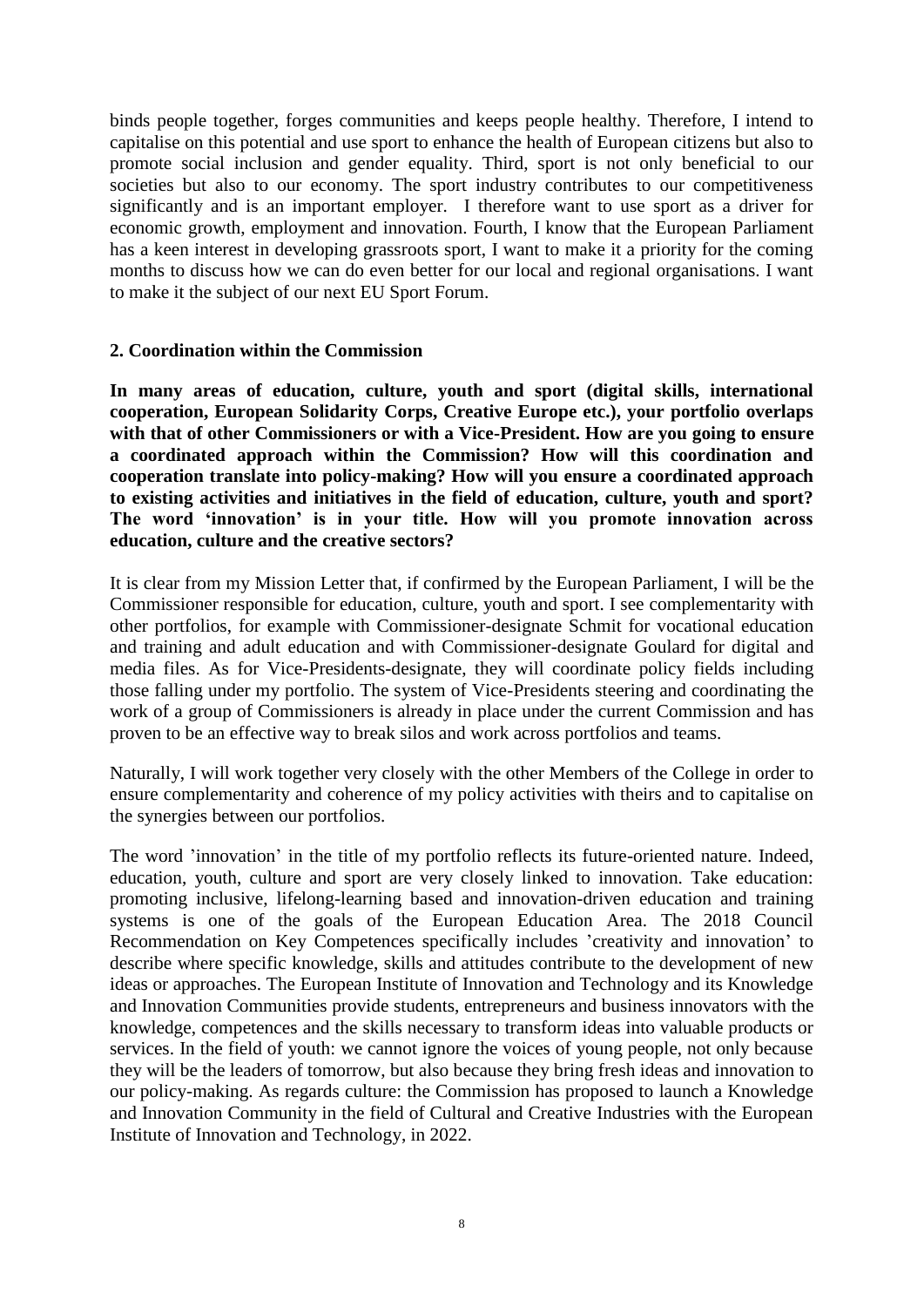binds people together, forges communities and keeps people healthy. Therefore, I intend to capitalise on this potential and use sport to enhance the health of European citizens but also to promote social inclusion and gender equality. Third, sport is not only beneficial to our societies but also to our economy. The sport industry contributes to our competitiveness significantly and is an important employer. I therefore want to use sport as a driver for economic growth, employment and innovation. Fourth, I know that the European Parliament has a keen interest in developing grassroots sport, I want to make it a priority for the coming months to discuss how we can do even better for our local and regional organisations. I want to make it the subject of our next EU Sport Forum.

## 2. Coordination within the Commission

**In many areas of education, culture, youth and sport (digital skills, international cooperation, European Solidarity Corps, Creative Europe etc.), your portfolio overlaps with that of other Commissioners or with a Vice-President. How are you going to ensure a coordinated approach within the Commission? How will this coordination and cooperation translate into policy-making? How will you ensure a coordinated approach to existing activities and initiatives in the field of education, culture, youth and sport? The word 'innovation' is in your title. How will you promote innovation across education, culture and the creative sectors?**

It is clear from my Mission Letter that, if confirmed by the European Parliament, I will be the Commissioner responsible for education, culture, youth and sport. I see complementarity with other portfolios, for example with Commissioner-designate Schmit for vocational education and training and adult education and with Commissioner-designate Goulard for digital and media files. As for Vice-Presidents-designate, they will coordinate policy fields including those falling under my portfolio. The system of Vice-Presidents steering and coordinating the work of a group of Commissioners is already in place under the current Commission and has proven to be an effective way to break silos and work across portfolios and teams.

Naturally, I will work together very closely with the other Members of the College in order to ensure complementarity and coherence of my policy activities with theirs and to capitalise on the synergies between our portfolios.

The word 'innovation' in the title of my portfolio reflects its future-oriented nature. Indeed, education, youth, culture and sport are very closely linked to innovation. Take education: promoting inclusive, lifelong-learning based and innovation-driven education and training systems is one of the goals of the European Education Area. The 2018 Council Recommendation on Key Competences specifically includes 'creativity and innovation' to describe where specific knowledge, skills and attitudes contribute to the development of new ideas or approaches. The European Institute of Innovation and Technology and its Knowledge and Innovation Communities provide students, entrepreneurs and business innovators with the knowledge, competences and the skills necessary to transform ideas into valuable products or services. In the field of youth: we cannot ignore the voices of young people, not only because they will be the leaders of tomorrow, but also because they bring fresh ideas and innovation to our policy-making. As regards culture: the Commission has proposed to launch a Knowledge and Innovation Community in the field of Cultural and Creative Industries with the European Institute of Innovation and Technology, in 2022.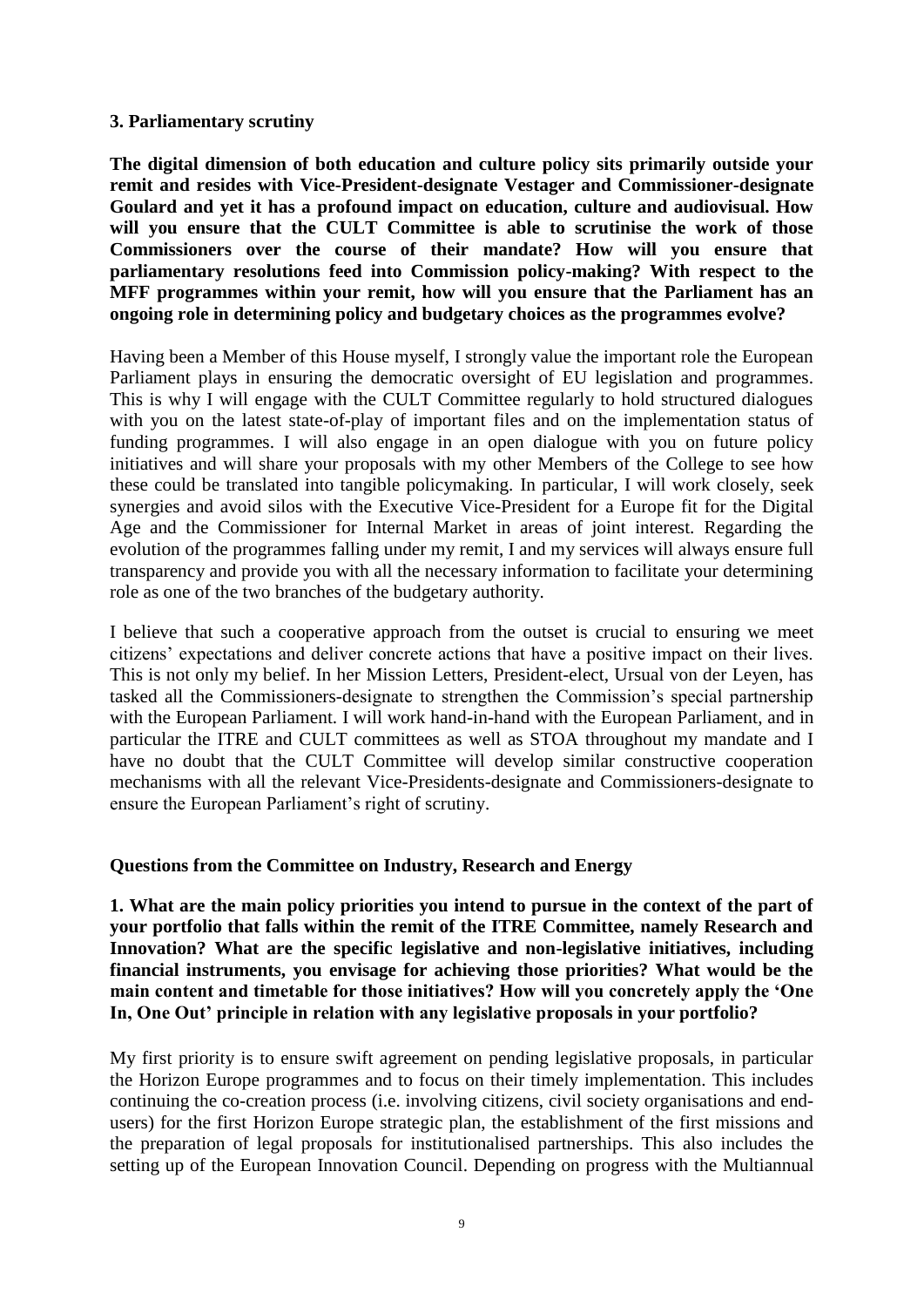**3. Parliamentary scrutiny**

**The digital dimension of both education and culture policy sits primarily outside your remit and resides with Vice-President-designate Vestager and Commissioner-designate Goulard and yet it has a profound impact on education, culture and audiovisual. How will you ensure that the CULT Committee is able to scrutinise the work of those Commissioners over the course of their mandate? How will you ensure that parliamentary resolutions feed into Commission policy-making? With respect to the MFF programmes within your remit, how will you ensure that the Parliament has an ongoing role in determining policy and budgetary choices as the programmes evolve?**

Having been a Member of this House myself, I strongly value the important role the European Parliament plays in ensuring the democratic oversight of EU legislation and programmes. This is why I will engage with the CULT Committee regularly to hold structured dialogues with you on the latest state-of-play of important files and on the implementation status of funding programmes. I will also engage in an open dialogue with you on future policy initiatives and will share your proposals with my other Members of the College to see how these could be translated into tangible policymaking. In particular, I will work closely, seek synergies and avoid silos with the Executive Vice-President for a Europe fit for the Digital Age and the Commissioner for Internal Market in areas of joint interest. Regarding the evolution of the programmes falling under my remit, I and my services will always ensure full transparency and provide you with all the necessary information to facilitate your determining role as one of the two branches of the budgetary authority.

I believe that such a cooperative approach from the outset is crucial to ensuring we meet citizens' expectations and deliver concrete actions that have a positive impact on their lives. This is not only my belief. In her Mission Letters, President-elect, Ursual von der Leyen, has tasked all the Commissioners-designate to strengthen the Commission's special partnership with the European Parliament. I will work hand-in-hand with the European Parliament, and in particular the ITRE and CULT committees as well as STOA throughout my mandate and I have no doubt that the CULT Committee will develop similar constructive cooperation mechanisms with all the relevant Vice-Presidents-designate and Commissioners-designate to ensure the European Parliament's right of scrutiny.

**Questions from the Committee on Industry, Research and Energy**

**1. What are the main policy priorities you intend to pursue in the context of the part of your portfolio that falls within the remit of the ITRE Committee, namely Research and Innovation? What are the specific legislative and non-legislative initiatives, including financial instruments, you envisage for achieving those priorities? What would be the main content and timetable for those initiatives? How will you concretely apply the 'One In, One Out' principle in relation with any legislative proposals in your portfolio?**

My first priority is to ensure swift agreement on pending legislative proposals, in particular the Horizon Europe programmes and to focus on their timely implementation. This includes continuing the co-creation process (i.e. involving citizens, civil society organisations and end-users) for the first Horizon Europe strategic plan, the establishment of the first missions and the preparation of legal proposals for institutionalised partnerships. This also includes the setting up of the European Innovation Council. Depending on progress with the Multiannual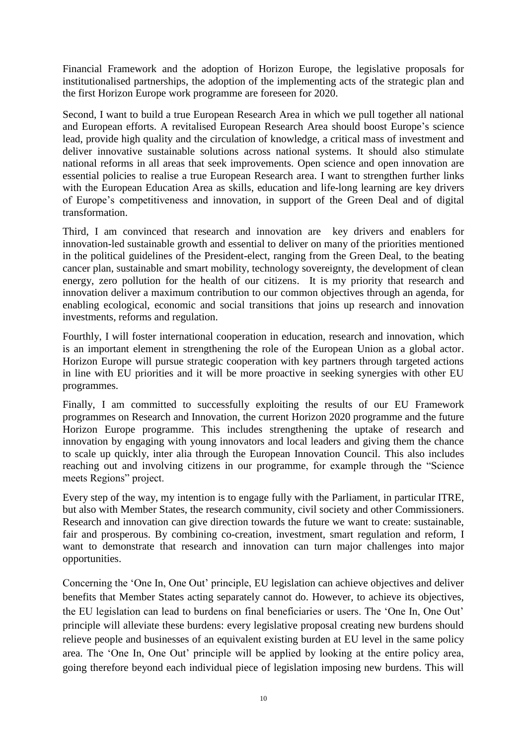Financial Framework and the adoption of Horizon Europe, the legislative proposals for institutionalised partnerships, the adoption of the implementing acts of the strategic plan and the first Horizon Europe work programme are foreseen for 2020.

Second, I want to build a true European Research Area in which we pull together all national and European efforts. A revitalised European Research Area should boost Europe's science lead, provide high quality and the circulation of knowledge, a critical mass of investment and deliver innovative sustainable solutions across national systems. It should also stimulate national reforms in all areas that seek improvements. Open science and open innovation are essential policies to realise a true European Research area. I want to strengthen further links with the European Education Area as skills, education and life-long learning are key drivers of Europe's competitiveness and innovation, in support of the Green Deal and of digital transformation.

Third, I am convinced that research and innovation are key drivers and enablers for innovation-led sustainable growth and essential to deliver on many of the priorities mentioned in the political guidelines of the President-elect, ranging from the Green Deal, to the beating cancer plan, sustainable and smart mobility, technology sovereignty, the development of clean energy, zero pollution for the health of our citizens. It is my priority that research and innovation deliver a maximum contribution to our common objectives through an agenda, for enabling ecological, economic and social transitions that joins up research and innovation investments, reforms and regulation.

Fourthly, I will foster international cooperation in education, research and innovation, which is an important element in strengthening the role of the European Union as a global actor. Horizon Europe will pursue strategic cooperation with key partners through targeted actions in line with EU priorities and it will be more proactive in seeking synergies with other EU programmes.

Finally, I am committed to successfully exploiting the results of our EU Framework programmes on Research and Innovation, the current Horizon 2020 programme and the future Horizon Europe programme. This includes strengthening the uptake of research and innovation by engaging with young innovators and local leaders and giving them the chance to scale up quickly, inter alia through the European Innovation Council. This also includes reaching out and involving citizens in our programme, for example through the "Science meets Regions" project.

Every step of the way, my intention is to engage fully with the Parliament, in particular ITRE, but also with Member States, the research community, civil society and other Commissioners. Research and innovation can give direction towards the future we want to create: sustainable, fair and prosperous. By combining co-creation, investment, smart regulation and reform, I want to demonstrate that research and innovation can turn major challenges into major opportunities.

Concerning the 'One In, One Out' principle, EU legislation can achieve objectives and deliver benefits that Member States acting separately cannot do. However, to achieve its objectives, the EU legislation can lead to burdens on final beneficiaries or users. The 'One In, One Out' principle will alleviate these burdens: every legislative proposal creating new burdens should relieve people and businesses of an equivalent existing burden at EU level in the same policy area. The 'One In, One Out' principle will be applied by looking at the entire policy area, going therefore beyond each individual piece of legislation imposing new burdens. This will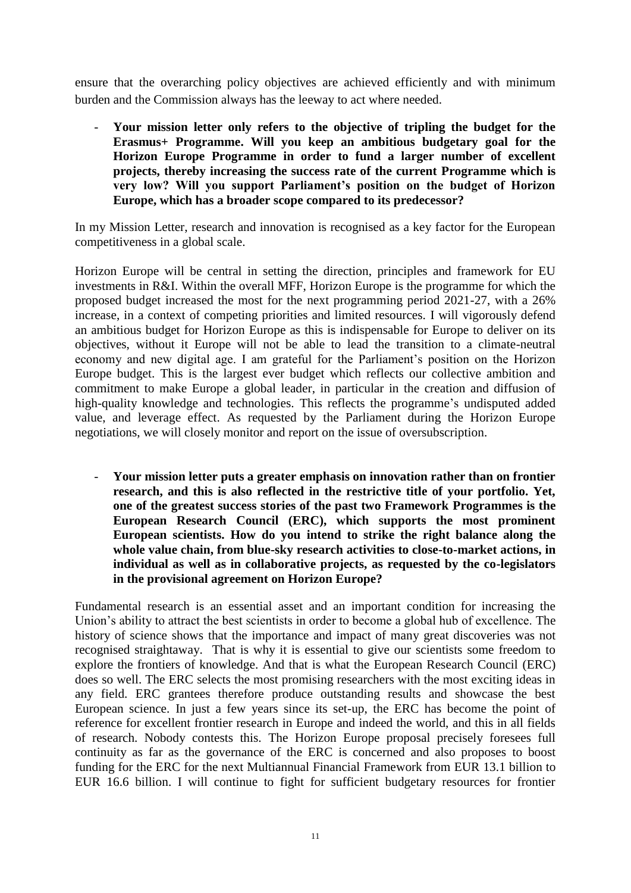ensure that the overarching policy objectives are achieved efficiently and with minimum burden and the Commission always has the leeway to act where needed.

- **Your mission letter only refers to the objective of tripling the budget for the Erasmus+ Programme. Will you keep an ambitious budgetary goal for the Horizon Europe Programme in order to fund a larger number of excellent projects, thereby increasing the success rate of the current Programme which is very low? Will you support Parliament's position on the budget of Horizon Europe, which has a broader scope compared to its predecessor?**

In my Mission Letter, research and innovation is recognised as a key factor for the European competitiveness in a global scale.

Horizon Europe will be central in setting the direction, principles and framework for EU investments in R&I. Within the overall MFF, Horizon Europe is the programme for which the proposed budget increased the most for the next programming period 2021-27, with a 26% increase, in a context of competing priorities and limited resources. I will vigorously defend an ambitious budget for Horizon Europe as this is indispensable for Europe to deliver on its objectives, without it Europe will not be able to lead the transition to a climate-neutral economy and new digital age. I am grateful for the Parliament's position on the Horizon Europe budget. This is the largest ever budget which reflects our collective ambition and commitment to make Europe a global leader, in particular in the creation and diffusion of high-quality knowledge and technologies. This reflects the programme's undisputed added value, and leverage effect. As requested by the Parliament during the Horizon Europe negotiations, we will closely monitor and report on the issue of oversubscription.

- **Your mission letter puts a greater emphasis on innovation rather than on frontier research, and this is also reflected in the restrictive title of your portfolio. Yet, one of the greatest success stories of the past two Framework Programmes is the European Research Council (ERC), which supports the most prominent European scientists. How do you intend to strike the right balance along the whole value chain, from blue-sky research activities to close-to-market actions, in individual as well as in collaborative projects, as requested by the co-legislators in the provisional agreement on Horizon Europe?**

Fundamental research is an essential asset and an important condition for increasing the Union's ability to attract the best scientists in order to become a global hub of excellence. The history of science shows that the importance and impact of many great discoveries was not recognised straightaway. That is why it is essential to give our scientists some freedom to explore the frontiers of knowledge. And that is what the European Research Council (ERC) does so well. The ERC selects the most promising researchers with the most exciting ideas in any field. ERC grantees therefore produce outstanding results and showcase the best European science. In just a few years since its set-up, the ERC has become the point of reference for excellent frontier research in Europe and indeed the world, and this in all fields of research. Nobody contests this. The Horizon Europe proposal precisely foresees full continuity as far as the governance of the ERC is concerned and also proposes to boost funding for the ERC for the next Multiannual Financial Framework from EUR 13.1 billion to EUR 16.6 billion. I will continue to fight for sufficient budgetary resources for frontier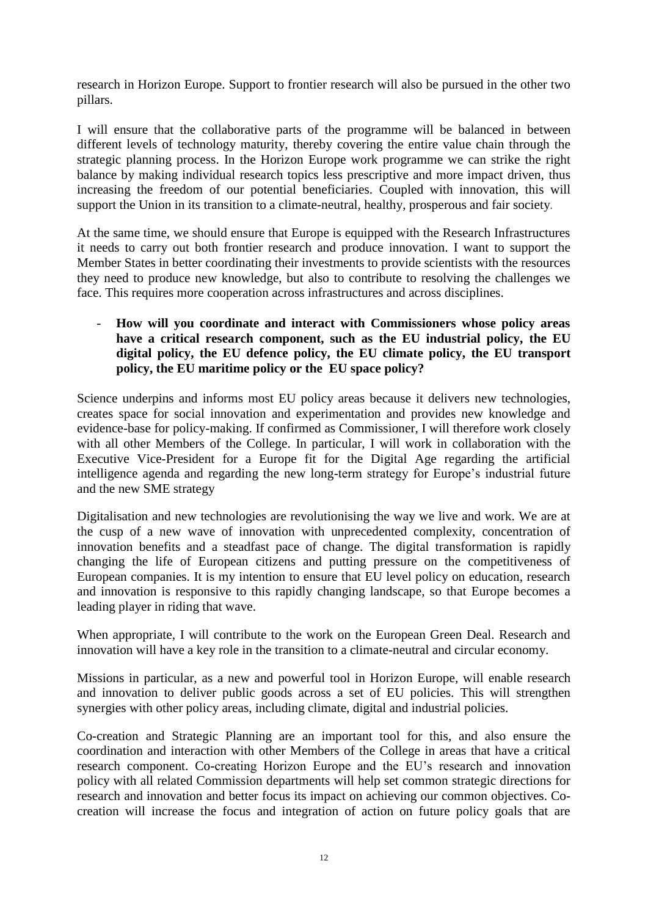research in Horizon Europe. Support to frontier research will also be pursued in the other two pillars.

I will ensure that the collaborative parts of the programme will be balanced in between different levels of technology maturity, thereby covering the entire value chain through the strategic planning process. In the Horizon Europe work programme we can strike the right balance by making individual research topics less prescriptive and more impact driven, thus increasing the freedom of our potential beneficiaries. Coupled with innovation, this will support the Union in its transition to a climate-neutral, healthy, prosperous and fair society.

At the same time, we should ensure that Europe is equipped with the Research Infrastructures it needs to carry out both frontier research and produce innovation. I want to support the Member States in better coordinating their investments to provide scientists with the resources they need to produce new knowledge, but also to contribute to resolving the challenges we face. This requires more cooperation across infrastructures and across disciplines.

- **How will you coordinate and interact with Commissioners whose policy areas have a critical research component, such as the EU industrial policy, the EU digital policy, the EU defence policy, the EU climate policy, the EU transport policy, the EU maritime policy or the EU space policy?**

Science underpins and informs most EU policy areas because it delivers new technologies, creates space for social innovation and experimentation and provides new knowledge and evidence-base for policy-making. If confirmed as Commissioner, I will therefore work closely with all other Members of the College. In particular, I will work in collaboration with the Executive Vice-President for a Europe fit for the Digital Age regarding the artificial intelligence agenda and regarding the new long-term strategy for Europe's industrial future and the new SME strategy

Digitalisation and new technologies are revolutionising the way we live and work. We are at the cusp of a new wave of innovation with unprecedented complexity, concentration of innovation benefits and a steadfast pace of change. The digital transformation is rapidly changing the life of European citizens and putting pressure on the competitiveness of European companies. It is my intention to ensure that EU level policy on education, research and innovation is responsive to this rapidly changing landscape, so that Europe becomes a leading player in riding that wave.

When appropriate, I will contribute to the work on the European Green Deal. Research and innovation will have a key role in the transition to a climate-neutral and circular economy.

Missions in particular, as a new and powerful tool in Horizon Europe, will enable research and innovation to deliver public goods across a set of EU policies. This will strengthen synergies with other policy areas, including climate, digital and industrial policies.

Co-creation and Strategic Planning are an important tool for this, and also ensure the coordination and interaction with other Members of the College in areas that have a critical research component. Co-creating Horizon Europe and the EU's research and innovation policy with all related Commission departments will help set common strategic directions for research and innovation and better focus its impact on achieving our common objectives. Co-creation will increase the focus and integration of action on future policy goals that are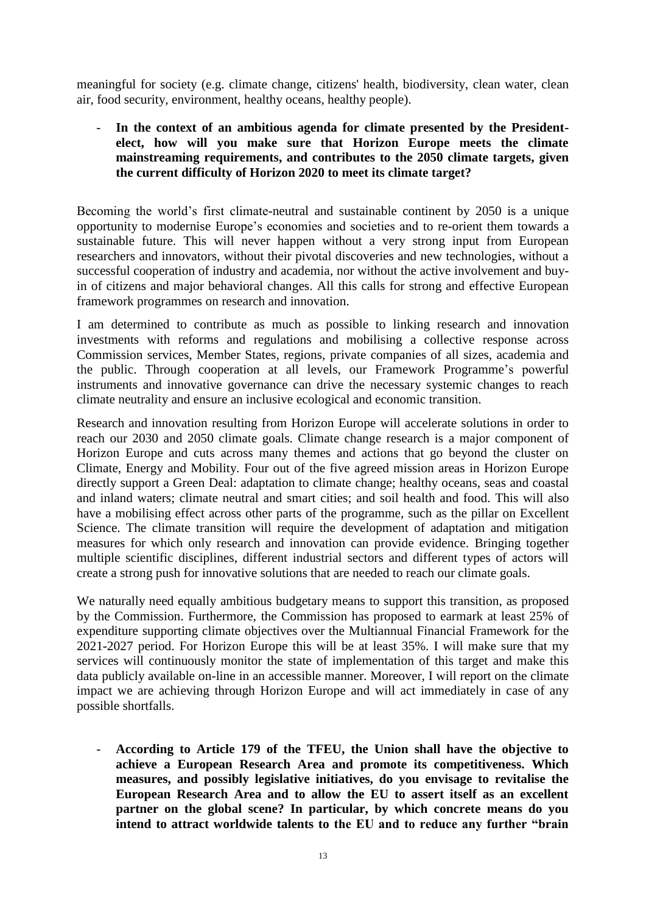meaningful for society (e.g. climate change, citizens' health, biodiversity, clean water, clean air, food security, environment, healthy oceans, healthy people).

- **In the context of an ambitious agenda for climate presented by the President-elect, how will you make sure that Horizon Europe meets the climate mainstreaming requirements, and contributes to the 2050 climate targets, given the current difficulty of Horizon 2020 to meet its climate target?**

Becoming the world's first climate-neutral and sustainable continent by 2050 is a unique opportunity to modernise Europe's economies and societies and to re-orient them towards a sustainable future. This will never happen without a very strong input from European researchers and innovators, without their pivotal discoveries and new technologies, without a successful cooperation of industry and academia, nor without the active involvement and buy-in of citizens and major behavioral changes. All this calls for strong and effective European framework programmes on research and innovation.

I am determined to contribute as much as possible to linking research and innovation investments with reforms and regulations and mobilising a collective response across Commission services, Member States, regions, private companies of all sizes, academia and the public. Through cooperation at all levels, our Framework Programme's powerful instruments and innovative governance can drive the necessary systemic changes to reach climate neutrality and ensure an inclusive ecological and economic transition.

Research and innovation resulting from Horizon Europe will accelerate solutions in order to reach our 2030 and 2050 climate goals. Climate change research is a major component of Horizon Europe and cuts across many themes and actions that go beyond the cluster on Climate, Energy and Mobility. Four out of the five agreed mission areas in Horizon Europe directly support a Green Deal: adaptation to climate change; healthy oceans, seas and coastal and inland waters; climate neutral and smart cities; and soil health and food. This will also have a mobilising effect across other parts of the programme, such as the pillar on Excellent Science. The climate transition will require the development of adaptation and mitigation measures for which only research and innovation can provide evidence. Bringing together multiple scientific disciplines, different industrial sectors and different types of actors will create a strong push for innovative solutions that are needed to reach our climate goals.

We naturally need equally ambitious budgetary means to support this transition, as proposed by the Commission. Furthermore, the Commission has proposed to earmark at least 25% of expenditure supporting climate objectives over the Multiannual Financial Framework for the 2021-2027 period. For Horizon Europe this will be at least 35%. I will make sure that my services will continuously monitor the state of implementation of this target and make this data publicly available on-line in an accessible manner. Moreover, I will report on the climate impact we are achieving through Horizon Europe and will act immediately in case of any possible shortfalls.

- **According to Article 179 of the TFEU, the Union shall have the objective to achieve a European Research Area and promote its competitiveness. Which measures, and possibly legislative initiatives, do you envisage to revitalise the European Research Area and to allow the EU to assert itself as an excellent partner on the global scene? In particular, by which concrete means do you intend to attract worldwide talents to the EU and to reduce any further "brain**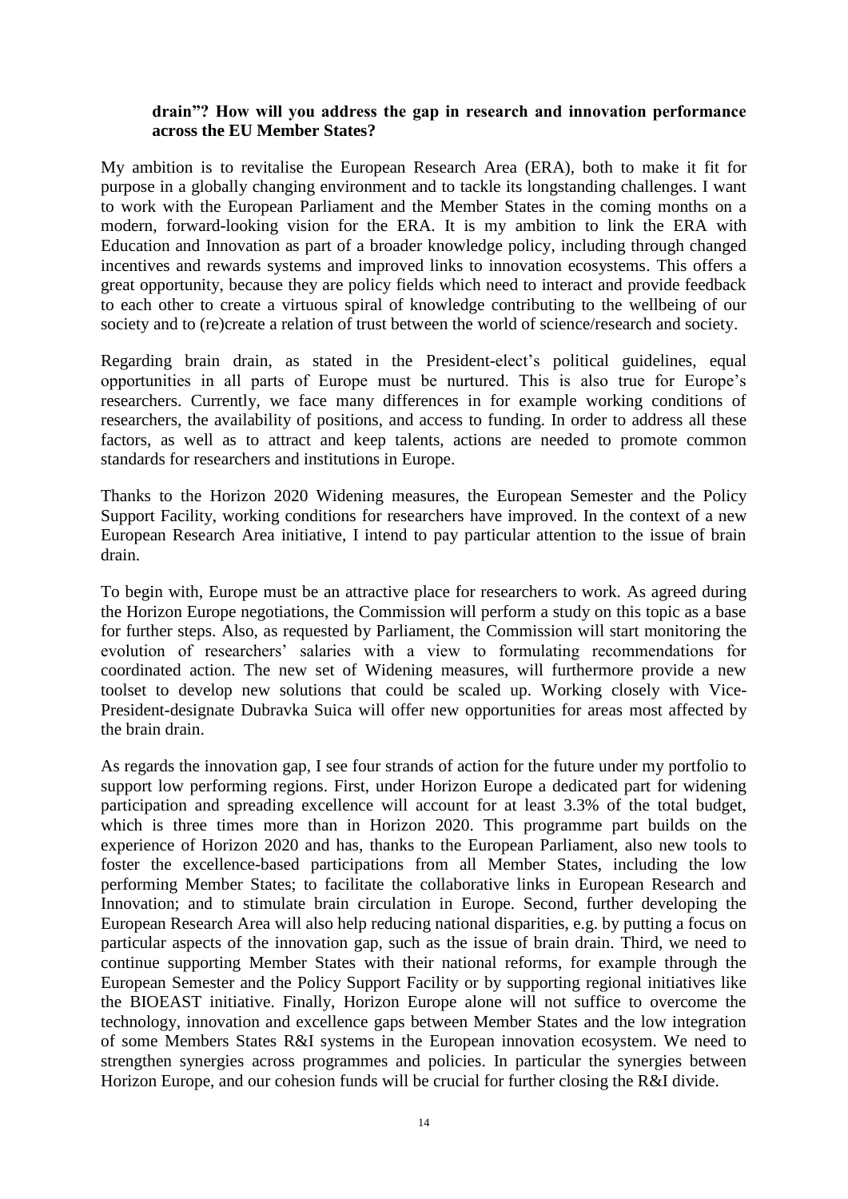**drain"? How will you address the gap in research and innovation performance across the EU Member States?**

My ambition is to revitalise the European Research Area (ERA), both to make it fit for purpose in a globally changing environment and to tackle its longstanding challenges. I want to work with the European Parliament and the Member States in the coming months on a modern, forward-looking vision for the ERA. It is my ambition to link the ERA with Education and Innovation as part of a broader knowledge policy, including through changed incentives and rewards systems and improved links to innovation ecosystems. This offers a great opportunity, because they are policy fields which need to interact and provide feedback to each other to create a virtuous spiral of knowledge contributing to the wellbeing of our society and to (re)create a relation of trust between the world of science/research and society.

Regarding brain drain, as stated in the President-elect's political guidelines, equal opportunities in all parts of Europe must be nurtured. This is also true for Europe's researchers. Currently, we face many differences in for example working conditions of researchers, the availability of positions, and access to funding. In order to address all these factors, as well as to attract and keep talents, actions are needed to promote common standards for researchers and institutions in Europe.

Thanks to the Horizon 2020 Widening measures, the European Semester and the Policy Support Facility, working conditions for researchers have improved. In the context of a new European Research Area initiative, I intend to pay particular attention to the issue of brain drain.

To begin with, Europe must be an attractive place for researchers to work. As agreed during the Horizon Europe negotiations, the Commission will perform a study on this topic as a base for further steps. Also, as requested by Parliament, the Commission will start monitoring the evolution of researchers' salaries with a view to formulating recommendations for coordinated action. The new set of Widening measures, will furthermore provide a new toolset to develop new solutions that could be scaled up. Working closely with Vice-President-designate Dubravka Suica will offer new opportunities for areas most affected by the brain drain.

As regards the innovation gap, I see four strands of action for the future under my portfolio to support low performing regions. First, under Horizon Europe a dedicated part for widening participation and spreading excellence will account for at least 3.3% of the total budget, which is three times more than in Horizon 2020. This programme part builds on the experience of Horizon 2020 and has, thanks to the European Parliament, also new tools to foster the excellence-based participations from all Member States, including the low performing Member States; to facilitate the collaborative links in European Research and Innovation; and to stimulate brain circulation in Europe. Second, further developing the European Research Area will also help reducing national disparities, e.g. by putting a focus on particular aspects of the innovation gap, such as the issue of brain drain. Third, we need to continue supporting Member States with their national reforms, for example through the European Semester and the Policy Support Facility or by supporting regional initiatives like the BIOEAST initiative. Finally, Horizon Europe alone will not suffice to overcome the technology, innovation and excellence gaps between Member States and the low integration of some Members States R&I systems in the European innovation ecosystem. We need to strengthen synergies across programmes and policies. In particular the synergies between Horizon Europe, and our cohesion funds will be crucial for further closing the R&I divide.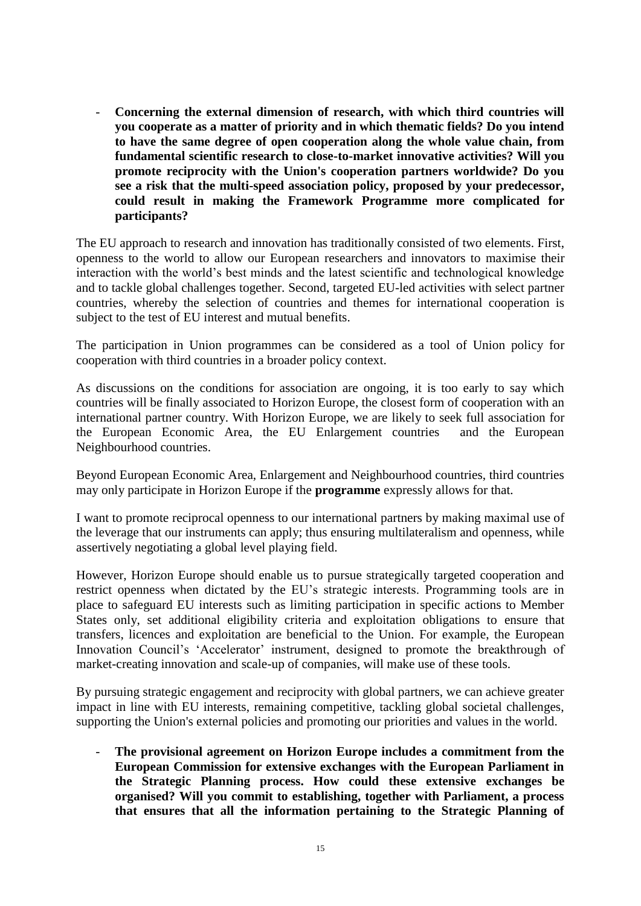- **Concerning the external dimension of research, with which third countries will you cooperate as a matter of priority and in which thematic fields? Do you intend to have the same degree of open cooperation along the whole value chain, from fundamental scientific research to close-to-market innovative activities? Will you promote reciprocity with the Union's cooperation partners worldwide? Do you see a risk that the multi-speed association policy, proposed by your predecessor, could result in making the Framework Programme more complicated for participants?**

The EU approach to research and innovation has traditionally consisted of two elements. First, openness to the world to allow our European researchers and innovators to maximise their interaction with the world's best minds and the latest scientific and technological knowledge and to tackle global challenges together. Second, targeted EU-led activities with select partner countries, whereby the selection of countries and themes for international cooperation is subject to the test of EU interest and mutual benefits.

The participation in Union programmes can be considered as a tool of Union policy for cooperation with third countries in a broader policy context.

As discussions on the conditions for association are ongoing, it is too early to say which countries will be finally associated to Horizon Europe, the closest form of cooperation with an international partner country. With Horizon Europe, we are likely to seek full association for the European Economic Area, the EU Enlargement countries and the European Neighbourhood countries.

Beyond European Economic Area, Enlargement and Neighbourhood countries, third countries may only participate in Horizon Europe if the **programme** expressly allows for that.

I want to promote reciprocal openness to our international partners by making maximal use of the leverage that our instruments can apply; thus ensuring multilateralism and openness, while assertively negotiating a global level playing field.

However, Horizon Europe should enable us to pursue strategically targeted cooperation and restrict openness when dictated by the EU's strategic interests. Programming tools are in place to safeguard EU interests such as limiting participation in specific actions to Member States only, set additional eligibility criteria and exploitation obligations to ensure that transfers, licences and exploitation are beneficial to the Union. For example, the European Innovation Council's 'Accelerator' instrument, designed to promote the breakthrough of market-creating innovation and scale-up of companies, will make use of these tools.

By pursuing strategic engagement and reciprocity with global partners, we can achieve greater impact in line with EU interests, remaining competitive, tackling global societal challenges, supporting the Union's external policies and promoting our priorities and values in the world.

- **The provisional agreement on Horizon Europe includes a commitment from the European Commission for extensive exchanges with the European Parliament in the Strategic Planning process. How could these extensive exchanges be organised? Will you commit to establishing, together with Parliament, a process that ensures that all the information pertaining to the Strategic Planning of**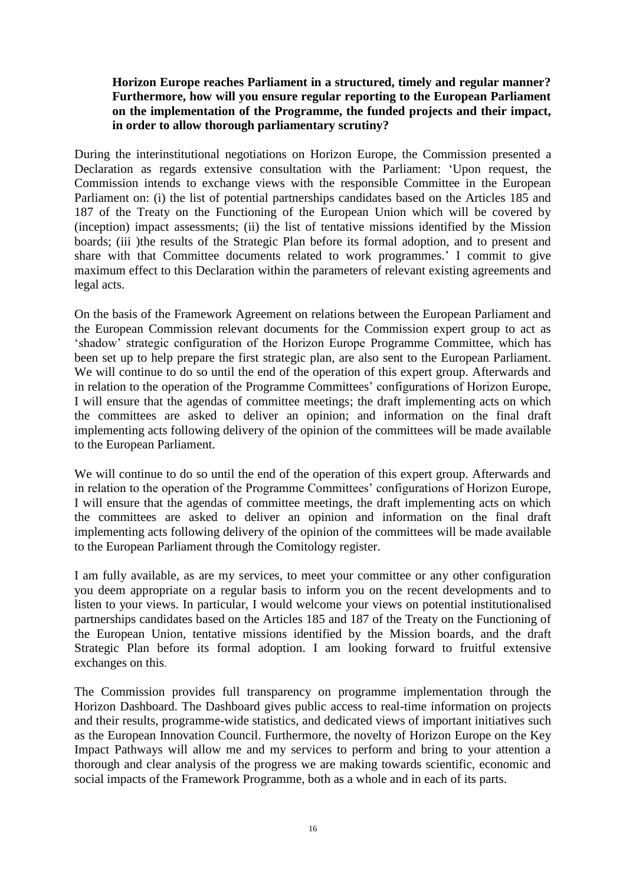**Horizon Europe reaches Parliament in a structured, timely and regular manner? Furthermore, how will you ensure regular reporting to the European Parliament on the implementation of the Programme, the funded projects and their impact, in order to allow thorough parliamentary scrutiny?**

During the interinstitutional negotiations on Horizon Europe, the Commission presented a Declaration as regards extensive consultation with the Parliament: 'Upon request, the Commission intends to exchange views with the responsible Committee in the European Parliament on: (i) the list of potential partnerships candidates based on the Articles 185 and 187 of the Treaty on the Functioning of the European Union which will be covered by (inception) impact assessments; (ii) the list of tentative missions identified by the Mission boards; (iii )the results of the Strategic Plan before its formal adoption, and to present and share with that Committee documents related to work programmes.' I commit to give maximum effect to this Declaration within the parameters of relevant existing agreements and legal acts.

On the basis of the Framework Agreement on relations between the European Parliament and the European Commission relevant documents for the Commission expert group to act as 'shadow' strategic configuration of the Horizon Europe Programme Committee, which has been set up to help prepare the first strategic plan, are also sent to the European Parliament. We will continue to do so until the end of the operation of this expert group. Afterwards and in relation to the operation of the Programme Committees' configurations of Horizon Europe, I will ensure that the agendas of committee meetings; the draft implementing acts on which the committees are asked to deliver an opinion; and information on the final draft implementing acts following delivery of the opinion of the committees will be made available to the European Parliament.

We will continue to do so until the end of the operation of this expert group. Afterwards and in relation to the operation of the Programme Committees' configurations of Horizon Europe, I will ensure that the agendas of committee meetings, the draft implementing acts on which the committees are asked to deliver an opinion and information on the final draft implementing acts following delivery of the opinion of the committees will be made available to the European Parliament through the Comitology register.

I am fully available, as are my services, to meet your committee or any other configuration you deem appropriate on a regular basis to inform you on the recent developments and to listen to your views. In particular, I would welcome your views on potential institutionalised partnerships candidates based on the Articles 185 and 187 of the Treaty on the Functioning of the European Union, tentative missions identified by the Mission boards, and the draft Strategic Plan before its formal adoption. I am looking forward to fruitful extensive exchanges on this.

The Commission provides full transparency on programme implementation through the Horizon Dashboard. The Dashboard gives public access to real-time information on projects and their results, programme-wide statistics, and dedicated views of important initiatives such as the European Innovation Council. Furthermore, the novelty of Horizon Europe on the Key Impact Pathways will allow me and my services to perform and bring to your attention a thorough and clear analysis of the progress we are making towards scientific, economic and social impacts of the Framework Programme, both as a whole and in each of its parts.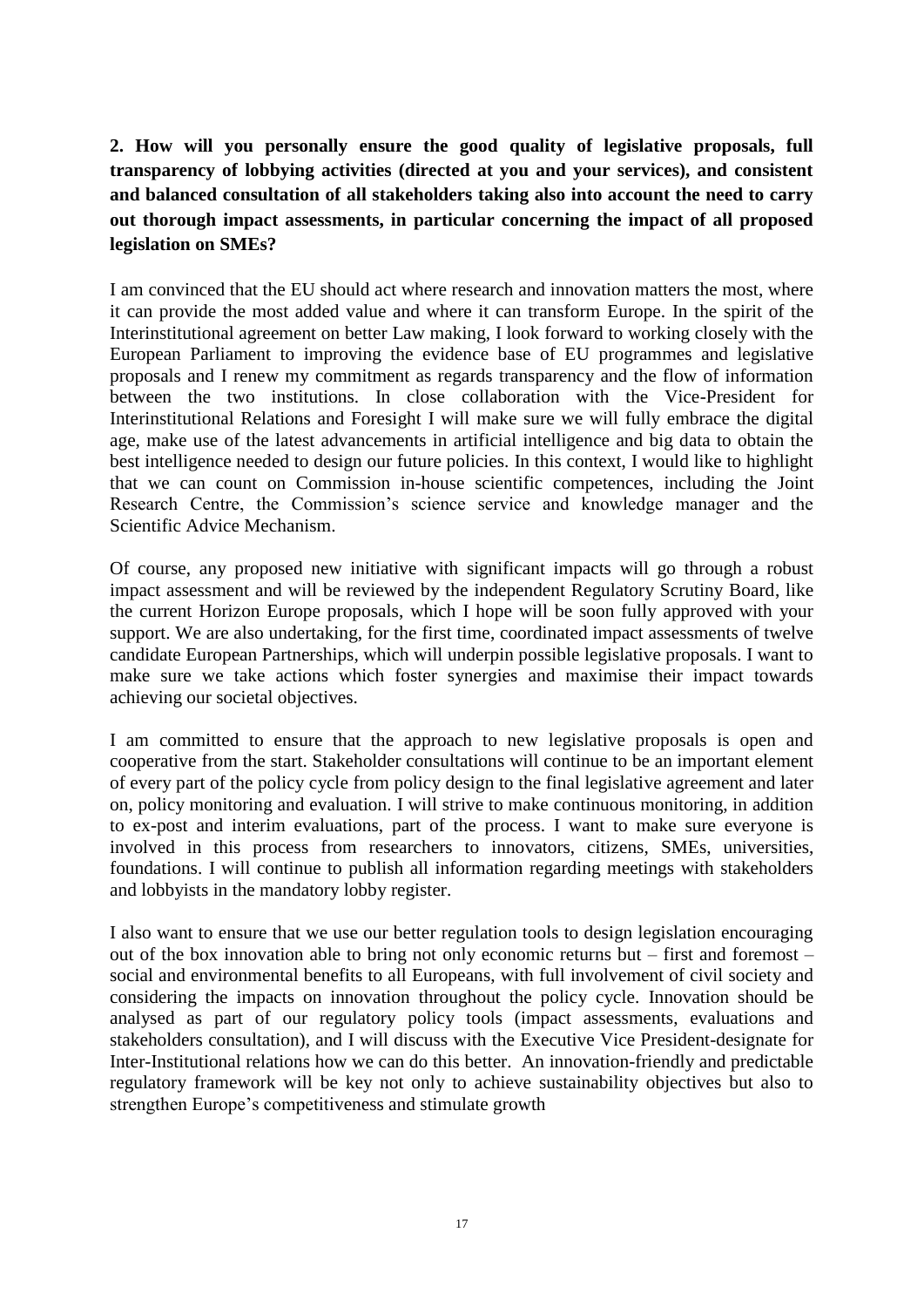**2. How will you personally ensure the good quality of legislative proposals, full transparency of lobbying activities (directed at you and your services), and consistent and balanced consultation of all stakeholders taking also into account the need to carry out thorough impact assessments, in particular concerning the impact of all proposed legislation on SMEs?**

I am convinced that the EU should act where research and innovation matters the most, where it can provide the most added value and where it can transform Europe. In the spirit of the Interinstitutional agreement on better Law making, I look forward to working closely with the European Parliament to improving the evidence base of EU programmes and legislative proposals and I renew my commitment as regards transparency and the flow of information between the two institutions. In close collaboration with the Vice-President for Interinstitutional Relations and Foresight I will make sure we will fully embrace the digital age, make use of the latest advancements in artificial intelligence and big data to obtain the best intelligence needed to design our future policies. In this context, I would like to highlight that we can count on Commission in-house scientific competences, including the Joint Research Centre, the Commission's science service and knowledge manager and the Scientific Advice Mechanism.

Of course, any proposed new initiative with significant impacts will go through a robust impact assessment and will be reviewed by the independent Regulatory Scrutiny Board, like the current Horizon Europe proposals, which I hope will be soon fully approved with your support. We are also undertaking, for the first time, coordinated impact assessments of twelve candidate European Partnerships, which will underpin possible legislative proposals. I want to make sure we take actions which foster synergies and maximise their impact towards achieving our societal objectives.

I am committed to ensure that the approach to new legislative proposals is open and cooperative from the start. Stakeholder consultations will continue to be an important element of every part of the policy cycle from policy design to the final legislative agreement and later on, policy monitoring and evaluation. I will strive to make continuous monitoring, in addition to ex-post and interim evaluations, part of the process. I want to make sure everyone is involved in this process from researchers to innovators, citizens, SMEs, universities, foundations. I will continue to publish all information regarding meetings with stakeholders and lobbyists in the mandatory lobby register.

I also want to ensure that we use our better regulation tools to design legislation encouraging out of the box innovation able to bring not only economic returns but – first and foremost – social and environmental benefits to all Europeans, with full involvement of civil society and considering the impacts on innovation throughout the policy cycle. Innovation should be analysed as part of our regulatory policy tools (impact assessments, evaluations and stakeholders consultation), and I will discuss with the Executive Vice President-designate for Inter-Institutional relations how we can do this better. An innovation-friendly and predictable regulatory framework will be key not only to achieve sustainability objectives but also to strengthen Europe's competitiveness and stimulate growth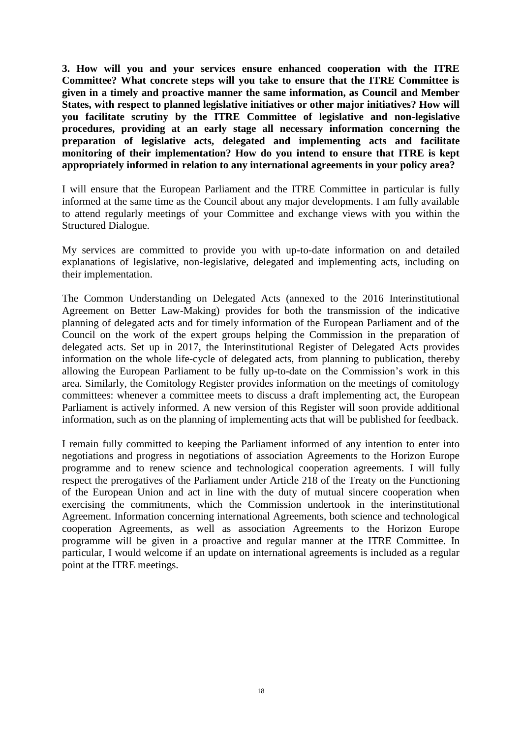**3. How will you and your services ensure enhanced cooperation with the ITRE Committee? What concrete steps will you take to ensure that the ITRE Committee is given in a timely and proactive manner the same information, as Council and Member States, with respect to planned legislative initiatives or other major initiatives? How will you facilitate scrutiny by the ITRE Committee of legislative and non-legislative procedures, providing at an early stage all necessary information concerning the preparation of legislative acts, delegated and implementing acts and facilitate monitoring of their implementation? How do you intend to ensure that ITRE is kept appropriately informed in relation to any international agreements in your policy area?**

I will ensure that the European Parliament and the ITRE Committee in particular is fully informed at the same time as the Council about any major developments. I am fully available to attend regularly meetings of your Committee and exchange views with you within the Structured Dialogue.

My services are committed to provide you with up-to-date information on and detailed explanations of legislative, non-legislative, delegated and implementing acts, including on their implementation.

The Common Understanding on Delegated Acts (annexed to the 2016 Interinstitutional Agreement on Better Law-Making) provides for both the transmission of the indicative planning of delegated acts and for timely information of the European Parliament and of the Council on the work of the expert groups helping the Commission in the preparation of delegated acts. Set up in 2017, the Interinstitutional Register of Delegated Acts provides information on the whole life-cycle of delegated acts, from planning to publication, thereby allowing the European Parliament to be fully up-to-date on the Commission's work in this area. Similarly, the Comitology Register provides information on the meetings of comitology committees: whenever a committee meets to discuss a draft implementing act, the European Parliament is actively informed. A new version of this Register will soon provide additional information, such as on the planning of implementing acts that will be published for feedback.

I remain fully committed to keeping the Parliament informed of any intention to enter into negotiations and progress in negotiations of association Agreements to the Horizon Europe programme and to renew science and technological cooperation agreements. I will fully respect the prerogatives of the Parliament under Article 218 of the Treaty on the Functioning of the European Union and act in line with the duty of mutual sincere cooperation when exercising the commitments, which the Commission undertook in the interinstitutional Agreement. Information concerning international Agreements, both science and technological cooperation Agreements, as well as association Agreements to the Horizon Europe programme will be given in a proactive and regular manner at the ITRE Committee. In particular, I would welcome if an update on international agreements is included as a regular point at the ITRE meetings.